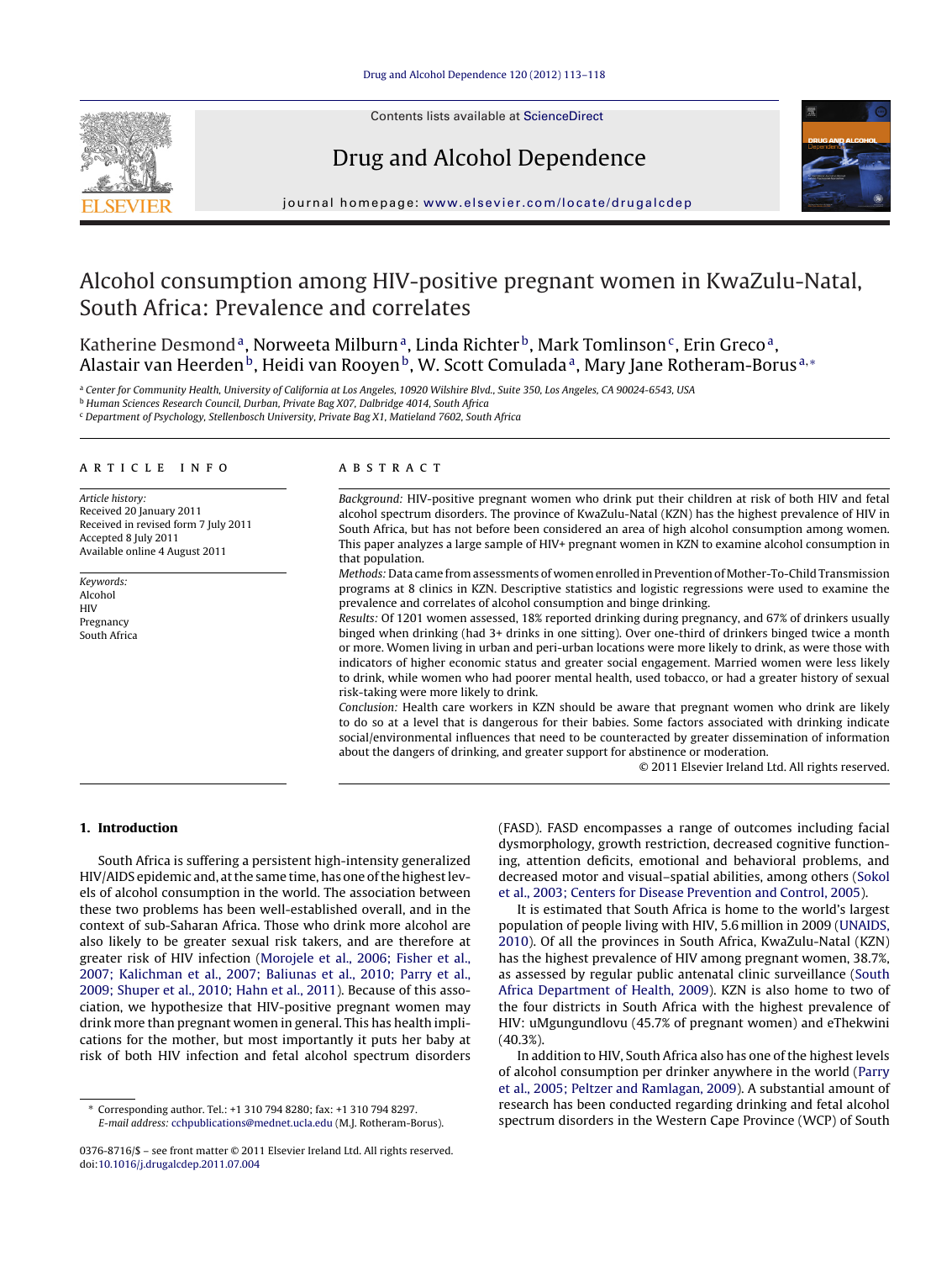# Alcohol consumption among HIV-positive pregnant women in KwaZulu-Natal, South Africa: Prevalence and correlates

Katherine Desmond[a], Norweeta Milburn[a], Linda Richter[b], Mark Tomlinson[c], Erin Greco[a], Alastair van Heerden[b], Heidi van Rooyen[b], W. Scott Comulada[a], Mary Jane Rotheram-Borus[a,*]

[a] Center for Community Health, University of California at Los Angeles, 10920 Wilshire Blvd., Suite 350, Los Angeles, CA 90024-6543, USA
[b] Human Sciences Research Council, Durban, Private Bag X07, Dalbridge 4014, South Africa
[c] Department of Psychology, Stellenbosch University, Private Bag X1, Matieland 7602, South Africa

## ARTICLE INFO

*Article history:*
Received 20 January 2011
Received in revised form 7 July 2011
Accepted 8 July 2011
Available online 4 August 2011

*Keywords:*
Alcohol
HIV
Pregnancy
South Africa

## ABSTRACT

*Background:* HIV-positive pregnant women who drink put their children at risk of both HIV and fetal alcohol spectrum disorders. The province of KwaZulu-Natal (KZN) has the highest prevalence of HIV in South Africa, but has not before been considered an area of high alcohol consumption among women. This paper analyzes a large sample of HIV+ pregnant women in KZN to examine alcohol consumption in that population.

*Methods:* Data came from assessments of women enrolled in Prevention of Mother-To-Child Transmission programs at 8 clinics in KZN. Descriptive statistics and logistic regressions were used to examine the prevalence and correlates of alcohol consumption and binge drinking.

*Results:* Of 1201 women assessed, 18% reported drinking during pregnancy, and 67% of drinkers usually binged when drinking (had 3+ drinks in one sitting). Over one-third of drinkers binged twice a month or more. Women living in urban and peri-urban locations were more likely to drink, as were those with indicators of higher economic status and greater social engagement. Married women were less likely to drink, while women who had poorer mental health, used tobacco, or had a greater history of sexual risk-taking were more likely to drink.

*Conclusion:* Health care workers in KZN should be aware that pregnant women who drink are likely to do so at a level that is dangerous for their babies. Some factors associated with drinking indicate social/environmental influences that need to be counteracted by greater dissemination of information about the dangers of drinking, and greater support for abstinence or moderation.

© 2011 Elsevier Ireland Ltd. All rights reserved.

## 1. Introduction

South Africa is suffering a persistent high-intensity generalized HIV/AIDS epidemic and, at the same time, has one of the highest levels of alcohol consumption in the world. The association between these two problems has been well-established overall, and in the context of sub-Saharan Africa. Those who drink more alcohol are also likely to be greater sexual risk takers, and are therefore at greater risk of HIV infection (Morojele et al., 2006; Fisher et al., 2007; Kalichman et al., 2007; Baliunas et al., 2010; Parry et al., 2009; Shuper et al., 2010; Hahn et al., 2011). Because of this association, we hypothesize that HIV-positive pregnant women may drink more than pregnant women in general. This has health implications for the mother, but most importantly it puts her baby at risk of both HIV infection and fetal alcohol spectrum disorders (FASD). FASD encompasses a range of outcomes including facial dysmorphology, growth restriction, decreased cognitive functioning, attention deficits, emotional and behavioral problems, and decreased motor and visual–spatial abilities, among others (Sokol et al., 2003; Centers for Disease Prevention and Control, 2005).

It is estimated that South Africa is home to the world's largest population of people living with HIV, 5.6 million in 2009 (UNAIDS, 2010). Of all the provinces in South Africa, KwaZulu-Natal (KZN) has the highest prevalence of HIV among pregnant women, 38.7%, as assessed by regular public antenatal clinic surveillance (South Africa Department of Health, 2009). KZN is also home to two of the four districts in South Africa with the highest prevalence of HIV: uMgungundlovu (45.7% of pregnant women) and eThekwini (40.3%).

In addition to HIV, South Africa also has one of the highest levels of alcohol consumption per drinker anywhere in the world (Parry et al., 2005; Peltzer and Ramlagan, 2009). A substantial amount of research has been conducted regarding drinking and fetal alcohol spectrum disorders in the Western Cape Province (WCP) of South

* Corresponding author. Tel.: +1 310 794 8280; fax: +1 310 794 8297.
*E-mail address:* cchpublications@mednet.ucla.edu (M.J. Rotheram-Borus).

0376-8716/$ – see front matter © 2011 Elsevier Ireland Ltd. All rights reserved.
doi:10.1016/j.drugalcdep.2011.07.004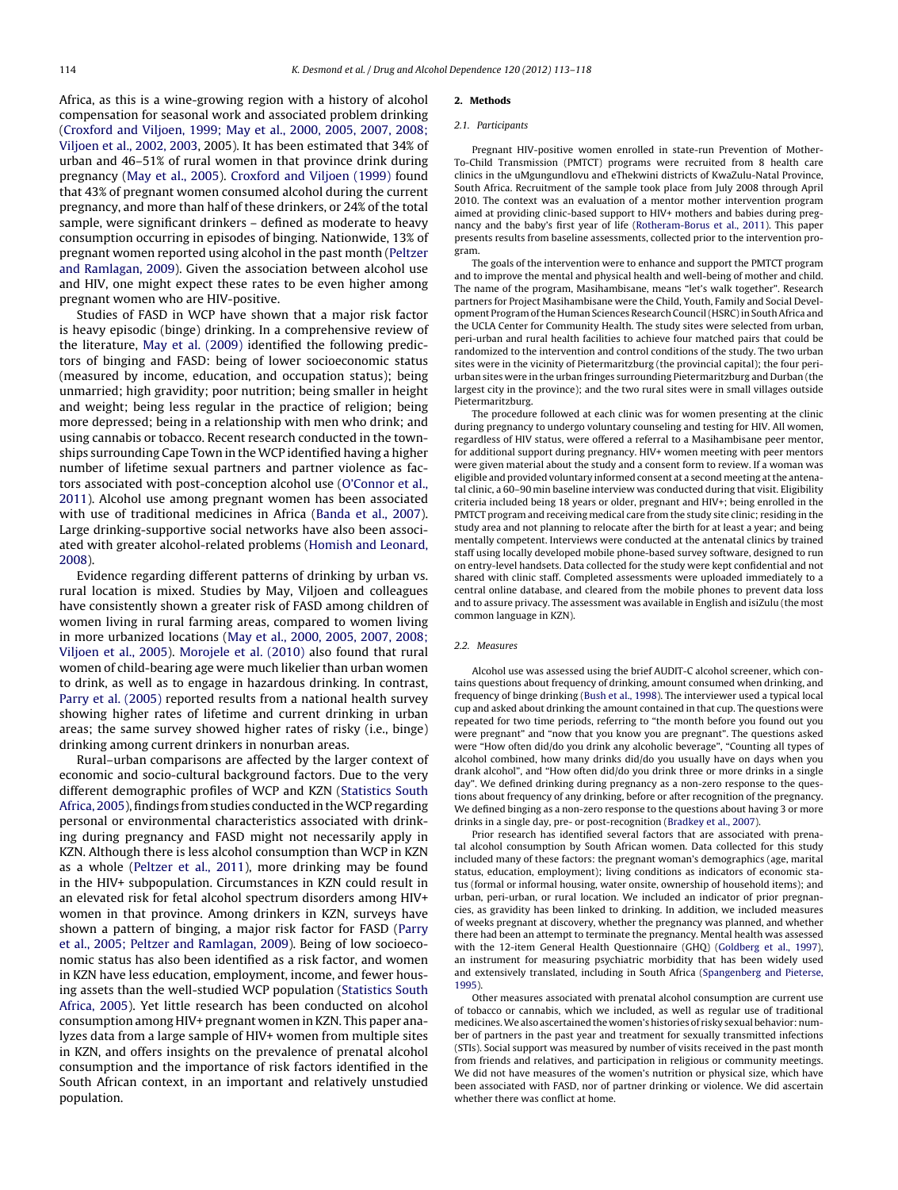Africa, as this is a wine-growing region with a history of alcohol compensation for seasonal work and associated problem drinking (Croxford and Viljoen, 1999; May et al., 2000, 2005, 2007, 2008; Viljoen et al., 2002, 2003, 2005). It has been estimated that 34% of urban and 46–51% of rural women in that province drink during pregnancy (May et al., 2005). Croxford and Viljoen (1999) found that 43% of pregnant women consumed alcohol during the current pregnancy, and more than half of these drinkers, or 24% of the total sample, were significant drinkers – defined as moderate to heavy consumption occurring in episodes of binging. Nationwide, 13% of pregnant women reported using alcohol in the past month (Peltzer and Ramlagan, 2009). Given the association between alcohol use and HIV, one might expect these rates to be even higher among pregnant women who are HIV-positive.

Studies of FASD in WCP have shown that a major risk factor is heavy episodic (binge) drinking. In a comprehensive review of the literature, May et al. (2009) identified the following predictors of binging and FASD: being of lower socioeconomic status (measured by income, education, and occupation status); being unmarried; high gravidity; poor nutrition; being smaller in height and weight; being less regular in the practice of religion; being more depressed; being in a relationship with men who drink; and using cannabis or tobacco. Recent research conducted in the townships surrounding Cape Town in the WCP identified having a higher number of lifetime sexual partners and partner violence as factors associated with post-conception alcohol use (O'Connor et al., 2011). Alcohol use among pregnant women has been associated with use of traditional medicines in Africa (Banda et al., 2007). Large drinking-supportive social networks have also been associated with greater alcohol-related problems (Homish and Leonard, 2008).

Evidence regarding different patterns of drinking by urban vs. rural location is mixed. Studies by May, Viljoen and colleagues have consistently shown a greater risk of FASD among children of women living in rural farming areas, compared to women living in more urbanized locations (May et al., 2000, 2005, 2007, 2008; Viljoen et al., 2005). Morojele et al. (2010) also found that rural women of child-bearing age were much likelier than urban women to drink, as well as to engage in hazardous drinking. In contrast, Parry et al. (2005) reported results from a national health survey showing higher rates of lifetime and current drinking in urban areas; the same survey showed higher rates of risky (i.e., binge) drinking among current drinkers in nonurban areas.

Rural–urban comparisons are affected by the larger context of economic and socio-cultural background factors. Due to the very different demographic profiles of WCP and KZN (Statistics South Africa, 2005), findings from studies conducted in the WCP regarding personal or environmental characteristics associated with drinking during pregnancy and FASD might not necessarily apply in KZN. Although there is less alcohol consumption than WCP in KZN as a whole (Peltzer et al., 2011), more drinking may be found in the HIV+ subpopulation. Circumstances in KZN could result in an elevated risk for fetal alcohol spectrum disorders among HIV+ women in that province. Among drinkers in KZN, surveys have shown a pattern of binging, a major risk factor for FASD (Parry et al., 2005; Peltzer and Ramlagan, 2009). Being of low socioeconomic status has also been identified as a risk factor, and women in KZN have less education, employment, income, and fewer housing assets than the well-studied WCP population (Statistics South Africa, 2005). Yet little research has been conducted on alcohol consumption among HIV+ pregnant women in KZN. This paper analyzes data from a large sample of HIV+ women from multiple sites in KZN, and offers insights on the prevalence of prenatal alcohol consumption and the importance of risk factors identified in the South African context, in an important and relatively unstudied population.

## 2. Methods

### 2.1. Participants

Pregnant HIV-positive women enrolled in state-run Prevention of Mother-To-Child Transmission (PMTCT) programs were recruited from 8 health care clinics in the uMgungundlovu and eThekwini districts of KwaZulu-Natal Province, South Africa. Recruitment of the sample took place from July 2008 through April 2010. The context was an evaluation of a mentor mother intervention program aimed at providing clinic-based support to HIV+ mothers and babies during pregnancy and the baby's first year of life (Rotheram-Borus et al., 2011). This paper presents results from baseline assessments, collected prior to the intervention program.

The goals of the intervention were to enhance and support the PMTCT program and to improve the mental and physical health and well-being of mother and child. The name of the program, Masihambisane, means "let's walk together". Research partners for Project Masihambisane were the Child, Youth, Family and Social Development Program of the Human Sciences Research Council (HSRC) in South Africa and the UCLA Center for Community Health. The study sites were selected from urban, peri-urban and rural health facilities to achieve four matched pairs that could be randomized to the intervention and control conditions of the study. The two urban sites were in the vicinity of Pietermaritzburg (the provincial capital); the four peri-urban sites were in the urban fringes surrounding Pietermaritzburg and Durban (the largest city in the province); and the two rural sites were in small villages outside Pietermaritzburg.

The procedure followed at each clinic was for women presenting at the clinic during pregnancy to undergo voluntary counseling and testing for HIV. All women, regardless of HIV status, were offered a referral to a Masihambisane peer mentor, for additional support during pregnancy. HIV+ women meeting with peer mentors were given material about the study and a consent form to review. If a woman was eligible and provided voluntary informed consent at a second meeting at the antenatal clinic, a 60–90 min baseline interview was conducted during that visit. Eligibility criteria included being 18 years or older, pregnant and HIV+; being enrolled in the PMTCT program and receiving medical care from the study site clinic; residing in the study area and not planning to relocate after the birth for at least a year; and being mentally competent. Interviews were conducted at the antenatal clinics by trained staff using locally developed mobile phone-based survey software, designed to run on entry-level handsets. Data collected for the study were kept confidential and not shared with clinic staff. Completed assessments were uploaded immediately to a central online database, and cleared from the mobile phones to prevent data loss and to assure privacy. The assessment was available in English and isiZulu (the most common language in KZN).

### 2.2. Measures

Alcohol use was assessed using the brief AUDIT-C alcohol screener, which contains questions about frequency of drinking, amount consumed when drinking, and frequency of binge drinking (Bush et al., 1998). The interviewer used a typical local cup and asked about drinking the amount contained in that cup. The questions were repeated for two time periods, referring to "the month before you found out you were pregnant" and "now that you know you are pregnant". The questions asked were "How often did/do you drink any alcoholic beverage", "Counting all types of alcohol combined, how many drinks did/do you usually have on days when you drank alcohol", and "How often did/do you drink three or more drinks in a single day". We defined drinking during pregnancy as a non-zero response to the questions about frequency of any drinking, before or after recognition of the pregnancy. We defined binging as a non-zero response to the questions about having 3 or more drinks in a single day, pre- or post-recognition (Bradkey et al., 2007).

Prior research has identified several factors that are associated with prenatal alcohol consumption by South African women. Data collected for this study included many of these factors: the pregnant woman's demographics (age, marital status, education, employment); living conditions as indicators of economic status (formal or informal housing, water onsite, ownership of household items); and urban, peri-urban, or rural location. We included an indicator of prior pregnancies, as gravidity has been linked to drinking. In addition, we included measures of weeks pregnant at discovery, whether the pregnancy was planned, and whether there had been an attempt to terminate the pregnancy. Mental health was assessed with the 12-item General Health Questionnaire (GHQ) (Goldberg et al., 1997), an instrument for measuring psychiatric morbidity that has been widely used and extensively translated, including in South Africa (Spangenberg and Pieterse, 1995).

Other measures associated with prenatal alcohol consumption are current use of tobacco or cannabis, which we included, as well as regular use of traditional medicines. We also ascertained the women's histories of risky sexual behavior: number of partners in the past year and treatment for sexually transmitted infections (STIs). Social support was measured by number of visits received in the past month from friends and relatives, and participation in religious or community meetings. We did not have measures of the women's nutrition or physical size, which have been associated with FASD, nor of partner drinking or violence. We did ascertain whether there was conflict at home.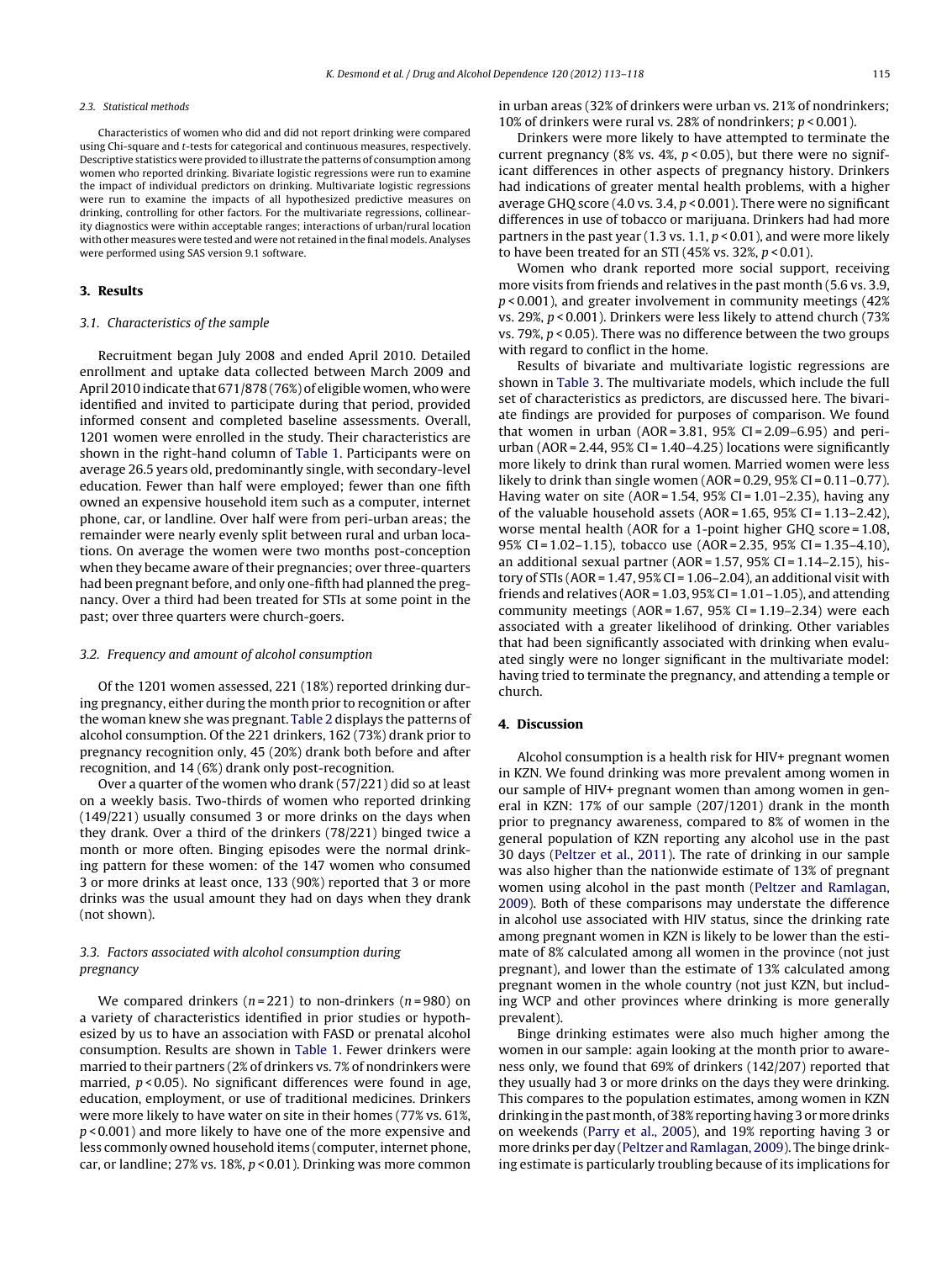### 2.3. Statistical methods

Characteristics of women who did and did not report drinking were compared using Chi-square and t-tests for categorical and continuous measures, respectively. Descriptive statistics were provided to illustrate the patterns of consumption among women who reported drinking. Bivariate logistic regressions were run to examine the impact of individual predictors on drinking. Multivariate logistic regressions were run to examine the impacts of all hypothesized predictive measures on drinking, controlling for other factors. For the multivariate regressions, collinearity diagnostics were within acceptable ranges; interactions of urban/rural location with other measures were tested and were not retained in the final models. Analyses were performed using SAS version 9.1 software.

## 3. Results

### 3.1. Characteristics of the sample

Recruitment began July 2008 and ended April 2010. Detailed enrollment and uptake data collected between March 2009 and April 2010 indicate that 671/878 (76%) of eligible women, who were identified and invited to participate during that period, provided informed consent and completed baseline assessments. Overall, 1201 women were enrolled in the study. Their characteristics are shown in the right-hand column of Table 1. Participants were on average 26.5 years old, predominantly single, with secondary-level education. Fewer than half were employed; fewer than one fifth owned an expensive household item such as a computer, internet phone, car, or landline. Over half were from peri-urban areas; the remainder were nearly evenly split between rural and urban locations. On average the women were two months post-conception when they became aware of their pregnancies; over three-quarters had been pregnant before, and only one-fifth had planned the pregnancy. Over a third had been treated for STIs at some point in the past; over three quarters were church-goers.

### 3.2. Frequency and amount of alcohol consumption

Of the 1201 women assessed, 221 (18%) reported drinking during pregnancy, either during the month prior to recognition or after the woman knew she was pregnant. Table 2 displays the patterns of alcohol consumption. Of the 221 drinkers, 162 (73%) drank prior to pregnancy recognition only, 45 (20%) drank both before and after recognition, and 14 (6%) drank only post-recognition.

Over a quarter of the women who drank (57/221) did so at least on a weekly basis. Two-thirds of women who reported drinking (149/221) usually consumed 3 or more drinks on the days when they drank. Over a third of the drinkers (78/221) binged twice a month or more often. Binging episodes were the normal drinking pattern for these women: of the 147 women who consumed 3 or more drinks at least once, 133 (90%) reported that 3 or more drinks was the usual amount they had on days when they drank (not shown).

### 3.3. Factors associated with alcohol consumption during pregnancy

We compared drinkers ($n = 221$) to non-drinkers ($n = 980$) on a variety of characteristics identified in prior studies or hypothesized by us to have an association with FASD or prenatal alcohol consumption. Results are shown in Table 1. Fewer drinkers were married to their partners (2% of drinkers vs. 7% of nondrinkers were married, $p < 0.05$). No significant differences were found in age, education, employment, or use of traditional medicines. Drinkers were more likely to have water on site in their homes (77% vs. 61%, $p < 0.001$) and more likely to have one of the more expensive and less commonly owned household items (computer, internet phone, car, or landline; 27% vs. 18%, $p < 0.01$). Drinking was more common in urban areas (32% of drinkers were urban vs. 21% of nondrinkers; 10% of drinkers were rural vs. 28% of nondrinkers; $p < 0.001$).

Drinkers were more likely to have attempted to terminate the current pregnancy (8% vs. 4%, $p < 0.05$), but there were no significant differences in other aspects of pregnancy history. Drinkers had indications of greater mental health problems, with a higher average GHQ score (4.0 vs. 3.4, $p < 0.001$). There were no significant differences in use of tobacco or marijuana. Drinkers had had more partners in the past year (1.3 vs. 1.1, $p < 0.01$), and were more likely to have been treated for an STI (45% vs. 32%, $p < 0.01$).

Women who drank reported more social support, receiving more visits from friends and relatives in the past month (5.6 vs. 3.9, $p < 0.001$), and greater involvement in community meetings (42% vs. 29%, $p < 0.001$). Drinkers were less likely to attend church (73% vs. 79%, $p < 0.05$). There was no difference between the two groups with regard to conflict in the home.

Results of bivariate and multivariate logistic regressions are shown in Table 3. The multivariate models, which include the full set of characteristics as predictors, are discussed here. The bivariate findings are provided for purposes of comparison. We found that women in urban (AOR = 3.81, 95% CI = 2.09–6.95) and peri-urban (AOR = 2.44, 95% CI = 1.40–4.25) locations were significantly more likely to drink than rural women. Married women were less likely to drink than single women (AOR = 0.29, 95% CI = 0.11–0.77). Having water on site (AOR = 1.54, 95% CI = 1.01–2.35), having any of the valuable household assets (AOR = 1.65, 95% CI = 1.13–2.42), worse mental health (AOR for a 1-point higher GHQ score = 1.08, 95% CI = 1.02–1.15), tobacco use (AOR = 2.35, 95% CI = 1.35–4.10), an additional sexual partner (AOR = 1.57, 95% CI = 1.14–2.15), history of STIs (AOR = 1.47, 95% CI = 1.06–2.04), an additional visit with friends and relatives (AOR = 1.03, 95% CI = 1.01–1.05), and attending community meetings (AOR = 1.67, 95% CI = 1.19–2.34) were each associated with a greater likelihood of drinking. Other variables that had been significantly associated with drinking when evaluated singly were no longer significant in the multivariate model: having tried to terminate the pregnancy, and attending a temple or church.

## 4. Discussion

Alcohol consumption is a health risk for HIV+ pregnant women in KZN. We found drinking was more prevalent among women in our sample of HIV+ pregnant women than among women in general in KZN: 17% of our sample (207/1201) drank in the month prior to pregnancy awareness, compared to 8% of women in the general population of KZN reporting any alcohol use in the past 30 days (Peltzer et al., 2011). The rate of drinking in our sample was also higher than the nationwide estimate of 13% of pregnant women using alcohol in the past month (Peltzer and Ramlagan, 2009). Both of these comparisons may understate the difference in alcohol use associated with HIV status, since the drinking rate among pregnant women in KZN is likely to be lower than the estimate of 8% calculated among all women in the province (not just pregnant), and lower than the estimate of 13% calculated among pregnant women in the whole country (not just KZN, but including WCP and other provinces where drinking is more generally prevalent).

Binge drinking estimates were also much higher among the women in our sample: again looking at the month prior to awareness only, we found that 69% of drinkers (142/207) reported that they usually had 3 or more drinks on the days they were drinking. This compares to the population estimates, among women in KZN drinking in the past month, of 38% reporting having 3 or more drinks on weekends (Parry et al., 2005), and 19% reporting having 3 or more drinks per day (Peltzer and Ramlagan, 2009). The binge drinking estimate is particularly troubling because of its implications for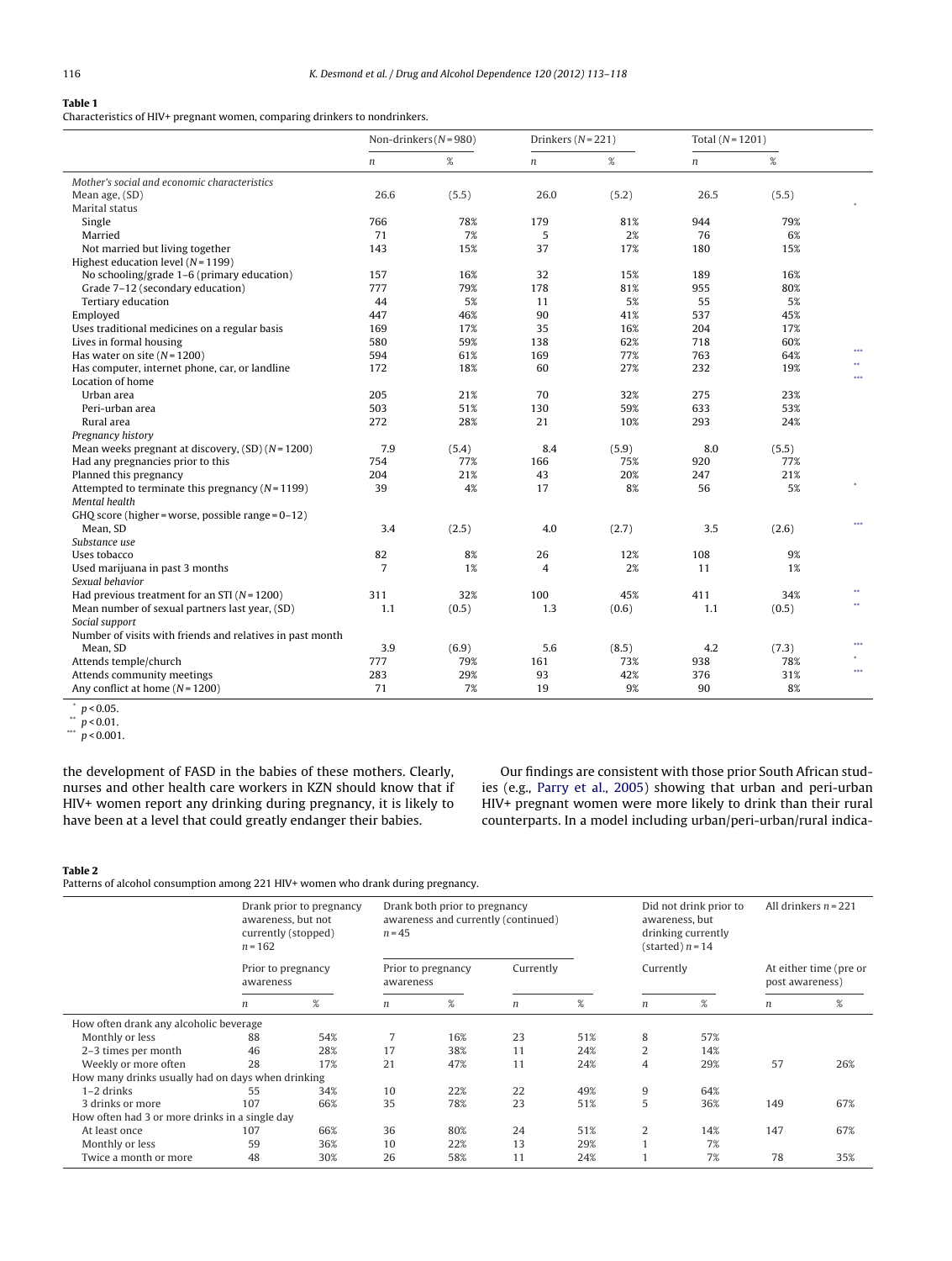**Table 1**
Characteristics of HIV+ pregnant women, comparing drinkers to nondrinkers.

| | Non-drinkers (N = 980) | | Drinkers (N = 221) | | Total (N = 1201) | | |
|---|---|---|---|---|---|---|---|
| | n | % | n | % | n | % | |
| *Mother's social and economic characteristics* | | | | | | | |
| Mean age, (SD) | 26.6 | (5.5) | 26.0 | (5.2) | 26.5 | (5.5) | |
| Marital status | | | | | | | * |
| Single | 766 | 78% | 179 | 81% | 944 | 79% | |
| Married | 71 | 7% | 5 | 2% | 76 | 6% | |
| Not married but living together | 143 | 15% | 37 | 17% | 180 | 15% | |
| Highest education level (N = 1199) | | | | | | | |
| No schooling/grade 1–6 (primary education) | 157 | 16% | 32 | 15% | 189 | 16% | |
| Grade 7–12 (secondary education) | 777 | 79% | 178 | 81% | 955 | 80% | |
| Tertiary education | 44 | 5% | 11 | 5% | 55 | 5% | |
| Employed | 447 | 46% | 90 | 41% | 537 | 45% | |
| Uses traditional medicines on a regular basis | 169 | 17% | 35 | 16% | 204 | 17% | |
| Lives in formal housing | 580 | 59% | 138 | 62% | 718 | 60% | |
| Has water on site (N = 1200) | 594 | 61% | 169 | 77% | 763 | 64% | *** |
| Has computer, internet phone, car, or landline | 172 | 18% | 60 | 27% | 232 | 19% | ** |
| Location of home | | | | | | | *** |
| Urban area | 205 | 21% | 70 | 32% | 275 | 23% | |
| Peri-urban area | 503 | 51% | 130 | 59% | 633 | 53% | |
| Rural area | 272 | 28% | 21 | 10% | 293 | 24% | |
| *Pregnancy history* | | | | | | | |
| Mean weeks pregnant at discovery, (SD) (N = 1200) | 7.9 | (5.4) | 8.4 | (5.9) | 8.0 | (5.5) | |
| Had any pregnancies prior to this | 754 | 77% | 166 | 75% | 920 | 77% | |
| Planned this pregnancy | 204 | 21% | 43 | 20% | 247 | 21% | |
| Attempted to terminate this pregnancy (N = 1199) | 39 | 4% | 17 | 8% | 56 | 5% | * |
| *Mental health* | | | | | | | |
| GHQ score (higher = worse, possible range = 0–12) | | | | | | | |
| Mean, SD | 3.4 | (2.5) | 4.0 | (2.7) | 3.5 | (2.6) | *** |
| *Substance use* | | | | | | | |
| Uses tobacco | 82 | 8% | 26 | 12% | 108 | 9% | |
| Used marijuana in past 3 months | 7 | 1% | 4 | 2% | 11 | 1% | |
| *Sexual behavior* | | | | | | | |
| Had previous treatment for an STI (N = 1200) | 311 | 32% | 100 | 45% | 411 | 34% | ** |
| Mean number of sexual partners last year, (SD) | 1.1 | (0.5) | 1.3 | (0.6) | 1.1 | (0.5) | ** |
| *Social support* | | | | | | | |
| Number of visits with friends and relatives in past month | | | | | | | |
| Mean, SD | 3.9 | (6.9) | 5.6 | (8.5) | 4.2 | (7.3) | *** |
| Attends temple/church | 777 | 79% | 161 | 73% | 938 | 78% | * |
| Attends community meetings | 283 | 29% | 93 | 42% | 376 | 31% | *** |
| Any conflict at home (N = 1200) | 71 | 7% | 19 | 9% | 90 | 8% | |

\* $p < 0.05$.
\*\* $p < 0.01$.
\*\*\* $p < 0.001$.

the development of FASD in the babies of these mothers. Clearly, nurses and other health care workers in KZN should know that if HIV+ women report any drinking during pregnancy, it is likely to have been at a level that could greatly endanger their babies.

Our findings are consistent with those prior South African studies (e.g., Parry et al., 2005) showing that urban and peri-urban HIV+ pregnant women were more likely to drink than their rural counterparts. In a model including urban/peri-urban/rural indica-

**Table 2**
Patterns of alcohol consumption among 221 HIV+ women who drank during pregnancy.

| | Drank prior to pregnancy awareness, but not currently (stopped) n = 162 | | Drank both prior to pregnancy awareness and currently (continued) n = 45 | | | | Did not drink prior to awareness, but drinking currently (started) n = 14 | | All drinkers n = 221 | |
|---|---|---|---|---|---|---|---|---|---|---|
| | Prior to pregnancy awareness | | Prior to pregnancy awareness | | Currently | | Currently | | At either time (pre or post awareness) | |
| | n | % | n | % | n | % | n | % | n | % |
| How often drank any alcoholic beverage | | | | | | | | | | |
| Monthly or less | 88 | 54% | 7 | 16% | 23 | 51% | 8 | 57% | | |
| 2–3 times per month | 46 | 28% | 17 | 38% | 11 | 24% | 2 | 14% | | |
| Weekly or more often | 28 | 17% | 21 | 47% | 11 | 24% | 4 | 29% | 57 | 26% |
| How many drinks usually had on days when drinking | | | | | | | | | | |
| 1–2 drinks | 55 | 34% | 10 | 22% | 22 | 49% | 9 | 64% | | |
| 3 drinks or more | 107 | 66% | 35 | 78% | 23 | 51% | 5 | 36% | 149 | 67% |
| How often had 3 or more drinks in a single day | | | | | | | | | | |
| At least once | 107 | 66% | 36 | 80% | 24 | 51% | 2 | 14% | 147 | 67% |
| Monthly or less | 59 | 36% | 10 | 22% | 13 | 29% | 1 | 7% | | |
| Twice a month or more | 48 | 30% | 26 | 58% | 11 | 24% | 1 | 7% | 78 | 35% |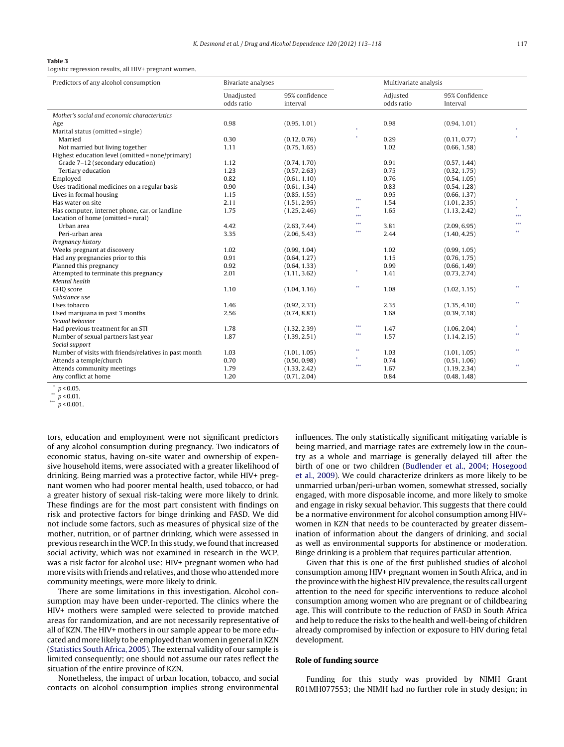**Table 3**
Logistic regression results, all HIV+ pregnant women.

| Predictors of any alcohol consumption | Bivariate analyses | | | Multivariate analysis | | |
|---|---|---|---|---|---|---|
| | Unadjusted odds ratio | 95% confidence interval | | Adjusted odds ratio | 95% Confidence Interval | |
| *Mother's social and economic characteristics* | | | | | | |
| Age | 0.98 | (0.95, 1.01) | | 0.98 | (0.94, 1.01) | |
| Marital status (omitted = single) | | | * | | | * |
| Married | 0.30 | (0.12, 0.76) | * | 0.29 | (0.11, 0.77) | * |
| Not married but living together | 1.11 | (0.75, 1.65) | | 1.02 | (0.66, 1.58) | |
| Highest education level (omitted = none/primary) | | | | | | |
| Grade 7–12 (secondary education) | 1.12 | (0.74, 1.70) | | 0.91 | (0.57, 1.44) | |
| Tertiary education | 1.23 | (0.57, 2.63) | | 0.75 | (0.32, 1.75) | |
| Employed | 0.82 | (0.61, 1.10) | | 0.76 | (0.54, 1.05) | |
| Uses traditional medicines on a regular basis | 0.90 | (0.61, 1.34) | | 0.83 | (0.54, 1.28) | |
| Lives in formal housing | 1.15 | (0.85, 1.55) | | 0.95 | (0.66, 1.37) | |
| Has water on site | 2.11 | (1.51, 2.95) | *** | 1.54 | (1.01, 2.35) | * |
| Has computer, internet phone, car, or landline | 1.75 | (1.25, 2.46) | ** | 1.65 | (1.13, 2.42) | * |
| Location of home (omitted = rural) | | | *** | | | *** |
| Urban area | 4.42 | (2.63, 7.44) | *** | 3.81 | (2.09, 6.95) | *** |
| Peri-urban area | 3.35 | (2.06, 5.43) | *** | 2.44 | (1.40, 4.25) | ** |
| *Pregnancy history* | | | | | | |
| Weeks pregnant at discovery | 1.02 | (0.99, 1.04) | | 1.02 | (0.99, 1.05) | |
| Had any pregnancies prior to this | 0.91 | (0.64, 1.27) | | 1.15 | (0.76, 1.75) | |
| Planned this pregnancy | 0.92 | (0.64, 1.33) | | 0.99 | (0.66, 1.49) | |
| Attempted to terminate this pregnancy | 2.01 | (1.11, 3.62) | * | 1.41 | (0.73, 2.74) | |
| *Mental health* | | | | | | |
| GHQ score | 1.10 | (1.04, 1.16) | ** | 1.08 | (1.02, 1.15) | ** |
| *Substance use* | | | | | | |
| Uses tobacco | 1.46 | (0.92, 2.33) | | 2.35 | (1.35, 4.10) | ** |
| Used marijuana in past 3 months | 2.56 | (0.74, 8.83) | | 1.68 | (0.39, 7.18) | |
| *Sexual behavior* | | | | | | |
| Had previous treatment for an STI | 1.78 | (1.32, 2.39) | *** | 1.47 | (1.06, 2.04) | * |
| Number of sexual partners last year | 1.87 | (1.39, 2.51) | *** | 1.57 | (1.14, 2.15) | ** |
| *Social support* | | | | | | |
| Number of visits with friends/relatives in past month | 1.03 | (1.01, 1.05) | ** | 1.03 | (1.01, 1.05) | ** |
| Attends a temple/church | 0.70 | (0.50, 0.98) | * | 0.74 | (0.51, 1.06) | |
| Attends community meetings | 1.79 | (1.33, 2.42) | *** | 1.67 | (1.19, 2.34) | ** |
| Any conflict at home | 1.20 | (0.71, 2.04) | | 0.84 | (0.48, 1.48) | |

\* $p < 0.05$.
\*\* $p < 0.01$.
\*\*\* $p < 0.001$.

tors, education and employment were not significant predictors of any alcohol consumption during pregnancy. Two indicators of economic status, having on-site water and ownership of expensive household items, were associated with a greater likelihood of drinking. Being married was a protective factor, while HIV+ pregnant women who had poorer mental health, used tobacco, or had a greater history of sexual risk-taking were more likely to drink. These findings are for the most part consistent with findings on risk and protective factors for binge drinking and FASD. We did not include some factors, such as measures of physical size of the mother, nutrition, or of partner drinking, which were assessed in previous research in the WCP. In this study, we found that increased social activity, which was not examined in research in the WCP, was a risk factor for alcohol use: HIV+ pregnant women who had more visits with friends and relatives, and those who attended more community meetings, were more likely to drink.

There are some limitations in this investigation. Alcohol consumption may have been under-reported. The clinics where the HIV+ mothers were sampled were selected to provide matched areas for randomization, and are not necessarily representative of all of KZN. The HIV+ mothers in our sample appear to be more educated and more likely to be employed than women in general in KZN (Statistics South Africa, 2005). The external validity of our sample is limited consequently; one should not assume our rates reflect the situation of the entire province of KZN.

Nonetheless, the impact of urban location, tobacco, and social contacts on alcohol consumption implies strong environmental influences. The only statistically significant mitigating variable is being married, and marriage rates are extremely low in the country as a whole and marriage is generally delayed till after the birth of one or two children (Budlender et al., 2004; Hosegood et al., 2009). We could characterize drinkers as more likely to be unmarried urban/peri-urban women, somewhat stressed, socially engaged, with more disposable income, and more likely to smoke and engage in risky sexual behavior. This suggests that there could be a normative environment for alcohol consumption among HIV+ women in KZN that needs to be counteracted by greater dissemination of information about the dangers of drinking, and social as well as environmental supports for abstinence or moderation. Binge drinking is a problem that requires particular attention.

Given that this is one of the first published studies of alcohol consumption among HIV+ pregnant women in South Africa, and in the province with the highest HIV prevalence, the results call urgent attention to the need for specific interventions to reduce alcohol consumption among women who are pregnant or of childbearing age. This will contribute to the reduction of FASD in South Africa and help to reduce the risks to the health and well-being of children already compromised by infection or exposure to HIV during fetal development.

## Role of funding source

Funding for this study was provided by NIMH Grant R01MH077553; the NIMH had no further role in study design; in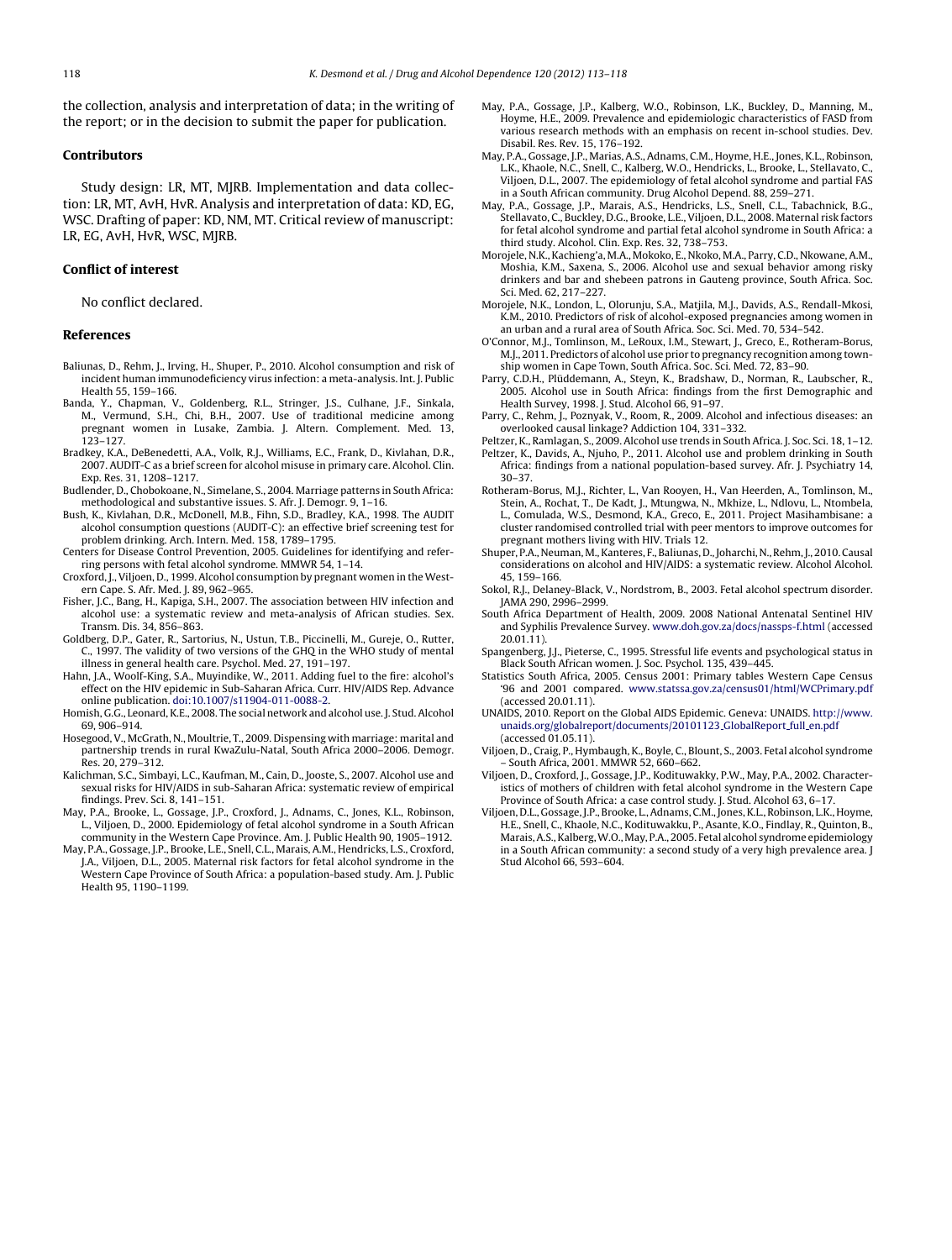the collection, analysis and interpretation of data; in the writing of the report; or in the decision to submit the paper for publication.

## Contributors

Study design: LR, MT, MJRB. Implementation and data collection: LR, MT, AvH, HvR. Analysis and interpretation of data: KD, EG, WSC. Drafting of paper: KD, NM, MT. Critical review of manuscript: LR, EG, AvH, HvR, WSC, MJRB.

## Conflict of interest

No conflict declared.

## References

Baliunas, D., Rehm, J., Irving, H., Shuper, P., 2010. Alcohol consumption and risk of incident human immunodeficiency virus infection: a meta-analysis. Int. J. Public Health 55, 159–166.

Banda, Y., Chapman, V., Goldenberg, R.L., Stringer, J.S., Culhane, J.F., Sinkala, M., Vermund, S.H., Chi, B.H., 2007. Use of traditional medicine among pregnant women in Lusake, Zambia. J. Altern. Complement. Med. 13, 123–127.

Bradkey, K.A., DeBenedetti, A.A., Volk, R.J., Williams, E.C., Frank, D., Kivlahan, D.R., 2007. AUDIT-C as a brief screen for alcohol misuse in primary care. Alcohol. Clin. Exp. Res. 31, 1208–1217.

Budlender, D., Chobokoane, N., Simelane, S., 2004. Marriage patterns in South Africa: methodological and substantive issues. S. Afr. J. Demogr. 9, 1–16.

Bush, K., Kivlahan, D.R., McDonell, M.B., Fihn, S.D., Bradley, K.A., 1998. The AUDIT alcohol consumption questions (AUDIT-C): an effective brief screening test for problem drinking. Arch. Intern. Med. 158, 1789–1795.

Centers for Disease Control Prevention, 2005. Guidelines for identifying and referring persons with fetal alcohol syndrome. MMWR 54, 1–14.

Croxford, J., Viljoen, D., 1999. Alcohol consumption by pregnant women in the Western Cape. S. Afr. Med. J. 89, 962–965.

Fisher, J.C., Bang, H., Kapiga, S.H., 2007. The association between HIV infection and alcohol use: a systematic review and meta-analysis of African studies. Sex. Transm. Dis. 34, 856–863.

Goldberg, D.P., Gater, R., Sartorius, N., Ustun, T.B., Piccinelli, M., Gureje, O., Rutter, C., 1997. The validity of two versions of the GHQ in the WHO study of mental illness in general health care. Psychol. Med. 27, 191–197.

Hahn, J.A., Woolf-King, S.A., Muyindike, W., 2011. Adding fuel to the fire: alcohol's effect on the HIV epidemic in Sub-Saharan Africa. Curr. HIV/AIDS Rep. Advance online publication. doi:10.1007/s11904-011-0088-2.

Homish, G.G., Leonard, K.E., 2008. The social network and alcohol use. J. Stud. Alcohol 69, 906–914.

Hosegood, V., McGrath, N., Moultrie, T., 2009. Dispensing with marriage: marital and partnership trends in rural KwaZulu-Natal, South Africa 2000–2006. Demogr. Res. 20, 279–312.

Kalichman, S.C., Simbayi, L.C., Kaufman, M., Cain, D., Jooste, S., 2007. Alcohol use and sexual risks for HIV/AIDS in sub-Saharan Africa: systematic review of empirical findings. Prev. Sci. 8, 141–151.

May, P.A., Brooke, L., Gossage, J.P., Croxford, J., Adnams, C., Jones, K.L., Robinson, L., Viljoen, D., 2000. Epidemiology of fetal alcohol syndrome in a South African community in the Western Cape Province. Am. J. Public Health 90, 1905–1912.

May, P.A., Gossage, J.P., Brooke, L.E., Snell, C.L., Marais, A.M., Hendricks, L.S., Croxford, J.A., Viljoen, D.L., 2005. Maternal risk factors for fetal alcohol syndrome in the Western Cape Province of South Africa: a population-based study. Am. J. Public Health 95, 1190–1199.

May, P.A., Gossage, J.P., Kalberg, W.O., Robinson, L.K., Buckley, D., Manning, M., Hoyme, H.E., 2009. Prevalence and epidemiologic characteristics of FASD from various research methods with an emphasis on recent in-school studies. Dev. Disabil. Res. Rev. 15, 176–192.

May, P.A., Gossage, J.P., Marias, A.S., Adnams, C.M., Hoyme, H.E., Jones, K.L., Robinson, L.K., Khaole, N.C., Snell, C., Kalberg, W.O., Hendricks, L., Brooke, L., Stellavato, C., Viljoen, D.L., 2007. The epidemiology of fetal alcohol syndrome and partial FAS in a South African community. Drug Alcohol Depend. 88, 259–271.

May, P.A., Gossage, J.P., Marais, A.S., Hendricks, L.S., Snell, C.L., Tabachnick, B.G., Stellavato, C., Buckley, D.G., Brooke, L.E., Viljoen, D.L., 2008. Maternal risk factors for fetal alcohol syndrome and partial fetal alcohol syndrome in South Africa: a third study. Alcohol. Clin. Exp. Res. 32, 738–753.

Morojele, N.K., Kachieng'a, M.A., Mokoko, E., Nkoko, M.A., Parry, C.D., Nkowane, A.M., Moshia, K.M., Saxena, S., 2006. Alcohol use and sexual behavior among risky drinkers and bar and shebeen patrons in Gauteng province, South Africa. Soc. Sci. Med. 62, 217–227.

Morojele, N.K., London, L., Olorunju, S.A., Matjila, M.J., Davids, A.S., Rendall-Mkosi, K.M., 2010. Predictors of risk of alcohol-exposed pregnancies among women in an urban and a rural area of South Africa. Soc. Sci. Med. 70, 534–542.

O'Connor, M.J., Tomlinson, M., LeRoux, I.M., Stewart, J., Greco, E., Rotheram-Borus, M.J., 2011. Predictors of alcohol use prior to pregnancy recognition among township women in Cape Town, South Africa. Soc. Sci. Med. 72, 83–90.

Parry, C.D.H., Plüddemann, A., Steyn, K., Bradshaw, D., Norman, R., Laubscher, R., 2005. Alcohol use in South Africa: findings from the first Demographic and Health Survey, 1998. J. Stud. Alcohol 66, 91–97.

Parry, C., Rehm, J., Poznyak, V., Room, R., 2009. Alcohol and infectious diseases: an overlooked causal linkage? Addiction 104, 331–332.

Peltzer, K., Ramlagan, S., 2009. Alcohol use trends in South Africa. J. Soc. Sci. 18, 1–12.

Peltzer, K., Davids, A., Njuho, P., 2011. Alcohol use and problem drinking in South Africa: findings from a national population-based survey. Afr. J. Psychiatry 14, 30–37.

Rotheram-Borus, M.J., Richter, L., Van Rooyen, H., Van Heerden, A., Tomlinson, M., Stein, A., Rochat, T., De Kadt, J., Mtungwa, N., Mkhize, L., Ndlovu, L., Ntombela, L., Comulada, W.S., Desmond, K.A., Greco, E., 2011. Project Masihambisane: a cluster randomised controlled trial with peer mentors to improve outcomes for pregnant mothers living with HIV. Trials 12.

Shuper, P.A., Neuman, M., Kanteres, F., Baliunas, D., Joharchi, N., Rehm, J., 2010. Causal considerations on alcohol and HIV/AIDS: a systematic review. Alcohol Alcohol. 45, 159–166.

Sokol, R.J., Delaney-Black, V., Nordstrom, B., 2003. Fetal alcohol spectrum disorder. JAMA 290, 2996–2999.

South Africa Department of Health, 2009. 2008 National Antenatal Sentinel HIV and Syphilis Prevalence Survey. www.doh.gov.za/docs/nassps-f.html (accessed 20.01.11).

Spangenberg, J.J., Pieterse, C., 1995. Stressful life events and psychological status in Black South African women. J. Soc. Psychol. 135, 439–445.

Statistics South Africa, 2005. Census 2001: Primary tables Western Cape Census '96 and 2001 compared. www.statssa.gov.za/census01/html/WCPrimary.pdf (accessed 20.01.11).

UNAIDS, 2010. Report on the Global AIDS Epidemic. Geneva: UNAIDS. http://www.unaids.org/globalreport/documents/20101123_GlobalReport_full_en.pdf (accessed 01.05.11).

Viljoen, D., Craig, P., Hymbaugh, K., Boyle, C., Blount, S., 2003. Fetal alcohol syndrome – South Africa, 2001. MMWR 52, 660–662.

Viljoen, D., Croxford, J., Gossage, J.P., Kodituwakky, P.W., May, P.A., 2002. Characteristics of mothers of children with fetal alcohol syndrome in the Western Cape Province of South Africa: a case control study. J. Stud. Alcohol 63, 6–17.

Viljoen, D.L., Gossage, J.P., Brooke, L., Adnams, C.M., Jones, K.L., Robinson, L.K., Hoyme, H.E., Snell, C., Khaole, N.C., Kodituwakku, P., Asante, K.O., Findlay, R., Quinton, B., Marais, A.S., Kalberg, W.O., May, P.A., 2005. Fetal alcohol syndrome epidemiology in a South African community: a second study of a very high prevalence area. J Stud Alcohol 66, 593–604.